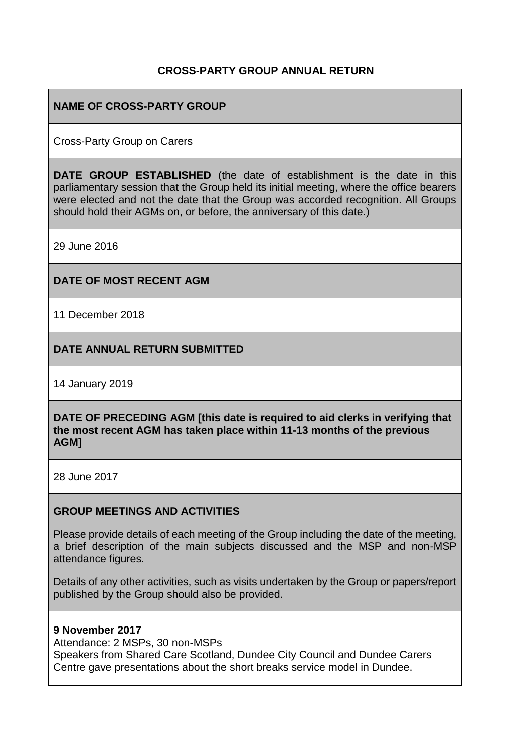# CROSS-PARTY GROUP ANNUAL RETURN

**NAME OF CROSS-PARTY GROUP**

Cross-Party Group on Carers

**DATE GROUP ESTABLISHED** (the date of establishment is the date in this parliamentary session that the Group held its initial meeting, where the office bearers were elected and not the date that the Group was accorded recognition. All Groups should hold their AGMs on, or before, the anniversary of this date.)

29 June 2016

**DATE OF MOST RECENT AGM**

11 December 2018

**DATE ANNUAL RETURN SUBMITTED**

14 January 2019

**DATE OF PRECEDING AGM [this date is required to aid clerks in verifying that the most recent AGM has taken place within 11-13 months of the previous AGM]**

28 June 2017

**GROUP MEETINGS AND ACTIVITIES**

Please provide details of each meeting of the Group including the date of the meeting, a brief description of the main subjects discussed and the MSP and non-MSP attendance figures.

Details of any other activities, such as visits undertaken by the Group or papers/report published by the Group should also be provided.

**9 November 2017**
Attendance: 2 MSPs, 30 non-MSPs
Speakers from Shared Care Scotland, Dundee City Council and Dundee Carers Centre gave presentations about the short breaks service model in Dundee.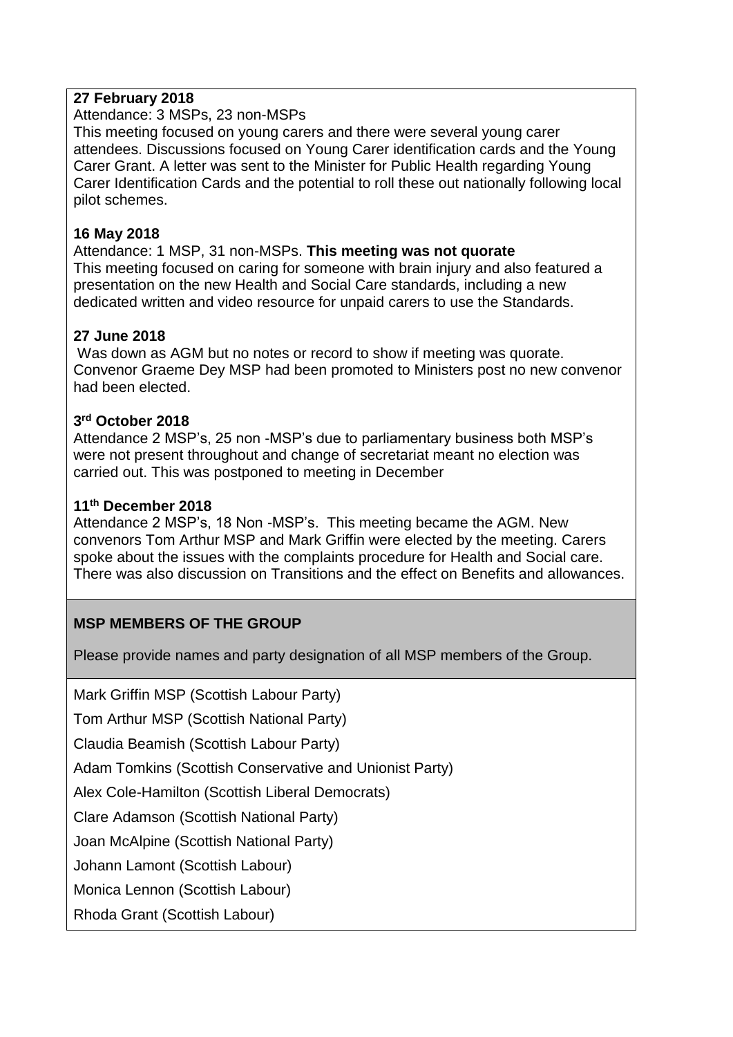**27 February 2018**

Attendance: 3 MSPs, 23 non-MSPs

This meeting focused on young carers and there were several young carer attendees. Discussions focused on Young Carer identification cards and the Young Carer Grant. A letter was sent to the Minister for Public Health regarding Young Carer Identification Cards and the potential to roll these out nationally following local pilot schemes.

**16 May 2018**

Attendance: 1 MSP, 31 non-MSPs. **This meeting was not quorate**

This meeting focused on caring for someone with brain injury and also featured a presentation on the new Health and Social Care standards, including a new dedicated written and video resource for unpaid carers to use the Standards.

**27 June 2018**

Was down as AGM but no notes or record to show if meeting was quorate. Convenor Graeme Dey MSP had been promoted to Ministers post no new convenor had been elected.

**3rd October 2018**

Attendance 2 MSP's, 25 non -MSP's due to parliamentary business both MSP's were not present throughout and change of secretariat meant no election was carried out. This was postponed to meeting in December

**11th December 2018**

Attendance 2 MSP's, 18 Non -MSP's. This meeting became the AGM. New convenors Tom Arthur MSP and Mark Griffin were elected by the meeting. Carers spoke about the issues with the complaints procedure for Health and Social care. There was also discussion on Transitions and the effect on Benefits and allowances.

**MSP MEMBERS OF THE GROUP**

Please provide names and party designation of all MSP members of the Group.

Mark Griffin MSP (Scottish Labour Party)

Tom Arthur MSP (Scottish National Party)

Claudia Beamish (Scottish Labour Party)

Adam Tomkins (Scottish Conservative and Unionist Party)

Alex Cole-Hamilton (Scottish Liberal Democrats)

Clare Adamson (Scottish National Party)

Joan McAlpine (Scottish National Party)

Johann Lamont (Scottish Labour)

Monica Lennon (Scottish Labour)

Rhoda Grant (Scottish Labour)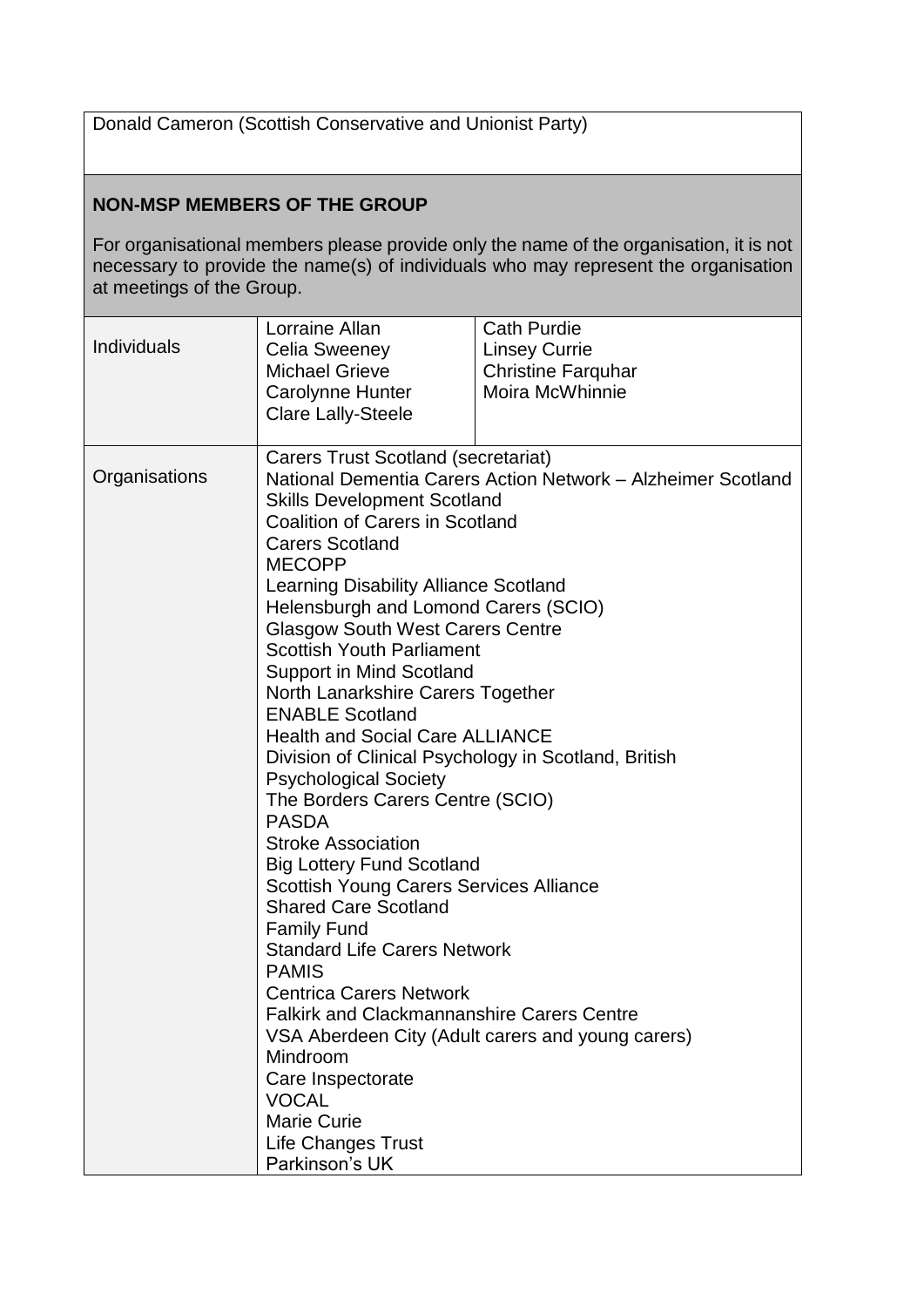| Donald Cameron (Scottish Conservative and Unionist Party) |
|---|

## NON-MSP MEMBERS OF THE GROUP

For organisational members please provide only the name of the organisation, it is not necessary to provide the name(s) of individuals who may represent the organisation at meetings of the Group.

| | | |
|---|---|---|
| Individuals | Lorraine Allan<br>Celia Sweeney<br>Michael Grieve<br>Carolynne Hunter<br>Clare Lally-Steele | Cath Purdie<br>Linsey Currie<br>Christine Farquhar<br>Moira McWhinnie |
| Organisations | Carers Trust Scotland (secretariat)<br>National Dementia Carers Action Network – Alzheimer Scotland<br>Skills Development Scotland<br>Coalition of Carers in Scotland<br>Carers Scotland<br>MECOPP<br>Learning Disability Alliance Scotland<br>Helensburgh and Lomond Carers (SCIO)<br>Glasgow South West Carers Centre<br>Scottish Youth Parliament<br>Support in Mind Scotland<br>North Lanarkshire Carers Together<br>ENABLE Scotland<br>Health and Social Care ALLIANCE<br>Division of Clinical Psychology in Scotland, British Psychological Society<br>The Borders Carers Centre (SCIO)<br>PASDA<br>Stroke Association<br>Big Lottery Fund Scotland<br>Scottish Young Carers Services Alliance<br>Shared Care Scotland<br>Family Fund<br>Standard Life Carers Network<br>PAMIS<br>Centrica Carers Network<br>Falkirk and Clackmannanshire Carers Centre<br>VSA Aberdeen City (Adult carers and young carers)<br>Mindroom<br>Care Inspectorate<br>VOCAL<br>Marie Curie<br>Life Changes Trust<br>Parkinson's UK | |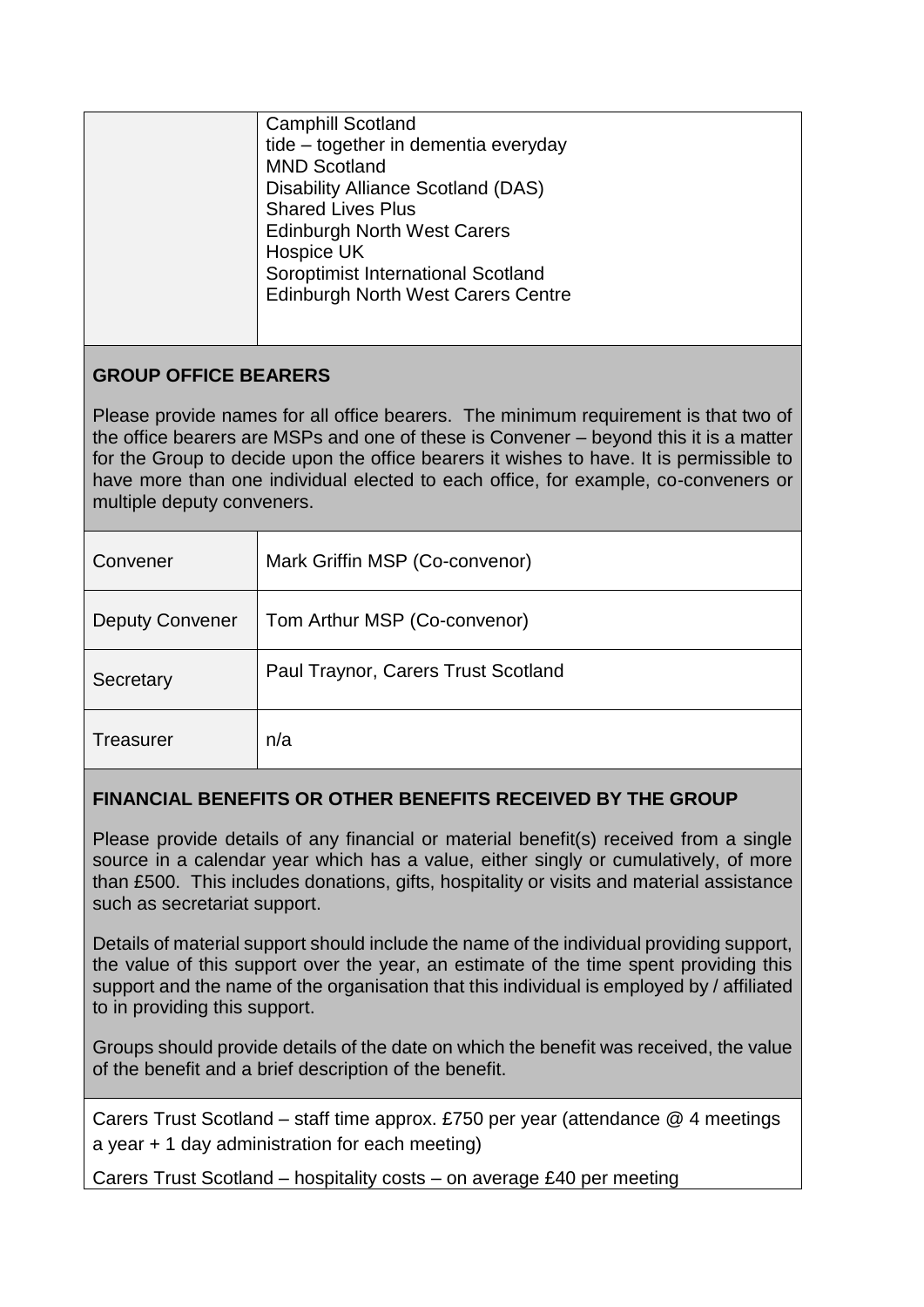| | |
|---|---|
| | Camphill Scotland<br>tide – together in dementia everyday<br>MND Scotland<br>Disability Alliance Scotland (DAS)<br>Shared Lives Plus<br>Edinburgh North West Carers<br>Hospice UK<br>Soroptimist International Scotland<br>Edinburgh North West Carers Centre |

**GROUP OFFICE BEARERS**

Please provide names for all office bearers. The minimum requirement is that two of the office bearers are MSPs and one of these is Convener – beyond this it is a matter for the Group to decide upon the office bearers it wishes to have. It is permissible to have more than one individual elected to each office, for example, co-conveners or multiple deputy conveners.

| | |
|---|---|
| Convener | Mark Griffin MSP (Co-convenor) |
| Deputy Convener | Tom Arthur MSP (Co-convenor) |
| Secretary | Paul Traynor, Carers Trust Scotland |
| Treasurer | n/a |

**FINANCIAL BENEFITS OR OTHER BENEFITS RECEIVED BY THE GROUP**

Please provide details of any financial or material benefit(s) received from a single source in a calendar year which has a value, either singly or cumulatively, of more than £500. This includes donations, gifts, hospitality or visits and material assistance such as secretariat support.

Details of material support should include the name of the individual providing support, the value of this support over the year, an estimate of the time spent providing this support and the name of the organisation that this individual is employed by / affiliated to in providing this support.

Groups should provide details of the date on which the benefit was received, the value of the benefit and a brief description of the benefit.

Carers Trust Scotland – staff time approx. £750 per year (attendance @ 4 meetings a year + 1 day administration for each meeting)

Carers Trust Scotland – hospitality costs – on average £40 per meeting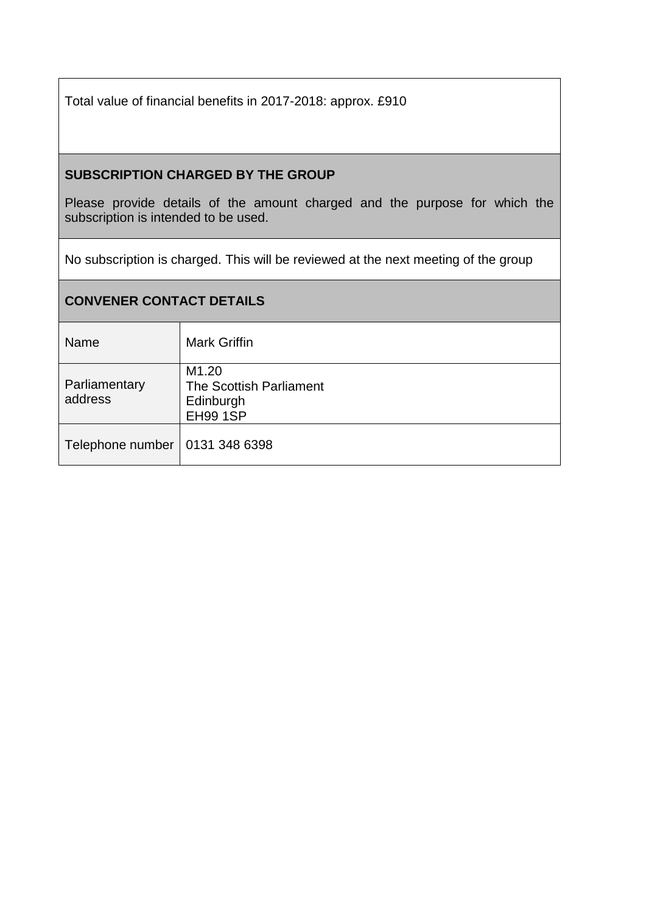Total value of financial benefits in 2017-2018: approx. £910

## SUBSCRIPTION CHARGED BY THE GROUP

Please provide details of the amount charged and the purpose for which the subscription is intended to be used.

No subscription is charged. This will be reviewed at the next meeting of the group

## CONVENER CONTACT DETAILS

| | |
|---|---|
| Name | Mark Griffin |
| Parliamentary address | M1.20<br>The Scottish Parliament<br>Edinburgh<br>EH99 1SP |
| Telephone number | 0131 348 6398 |